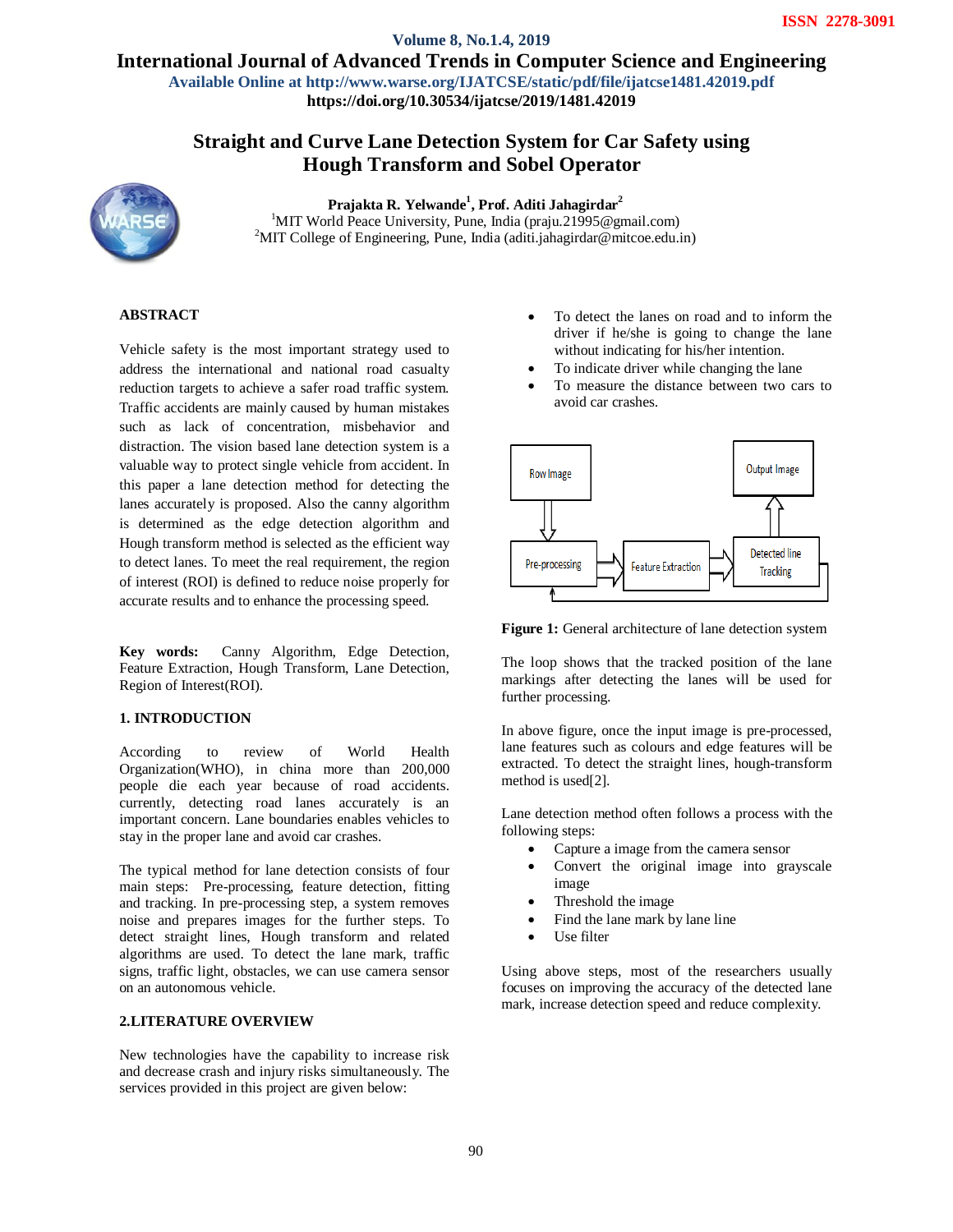# Straight and Curve Lane Detection System for Car Safety using Hough Transform and Sobel Operator

**Prajakta R. Yelwande[1], Prof. Aditi Jahagirdar[2]**

[1]MIT World Peace University, Pune, India (praju.21995@gmail.com)
[2]MIT College of Engineering, Pune, India (aditi.jahagirdar@mitcoe.edu.in)

## ABSTRACT

Vehicle safety is the most important strategy used to address the international and national road casualty reduction targets to achieve a safer road traffic system. Traffic accidents are mainly caused by human mistakes such as lack of concentration, misbehavior and distraction. The vision based lane detection system is a valuable way to protect single vehicle from accident. In this paper a lane detection method for detecting the lanes accurately is proposed. Also the canny algorithm is determined as the edge detection algorithm and Hough transform method is selected as the efficient way to detect lanes. To meet the real requirement, the region of interest (ROI) is defined to reduce noise properly for accurate results and to enhance the processing speed.

**Key words:** Canny Algorithm, Edge Detection, Feature Extraction, Hough Transform, Lane Detection, Region of Interest(ROI).

## 1. INTRODUCTION

According to review of World Health Organization(WHO), in china more than 200,000 people die each year because of road accidents. currently, detecting road lanes accurately is an important concern. Lane boundaries enables vehicles to stay in the proper lane and avoid car crashes.

The typical method for lane detection consists of four main steps: Pre-processing, feature detection, fitting and tracking. In pre-processing step, a system removes noise and prepares images for the further steps. To detect straight lines, Hough transform and related algorithms are used. To detect the lane mark, traffic signs, traffic light, obstacles, we can use camera sensor on an autonomous vehicle.

## 2.LITERATURE OVERVIEW

New technologies have the capability to increase risk and decrease crash and injury risks simultaneously. The services provided in this project are given below:

- To detect the lanes on road and to inform the driver if he/she is going to change the lane without indicating for his/her intention.
- To indicate driver while changing the lane
- To measure the distance between two cars to avoid car crashes.

Row Image → Pre-processing → Feature Extraction → Detected line Tracking → Output Image

**Figure 1:** General architecture of lane detection system

The loop shows that the tracked position of the lane markings after detecting the lanes will be used for further processing.

In above figure, once the input image is pre-processed, lane features such as colours and edge features will be extracted. To detect the straight lines, hough-transform method is used[2].

Lane detection method often follows a process with the following steps:

- Capture a image from the camera sensor
- Convert the original image into grayscale image
- Threshold the image
- Find the lane mark by lane line
- Use filter

Using above steps, most of the researchers usually focuses on improving the accuracy of the detected lane mark, increase detection speed and reduce complexity.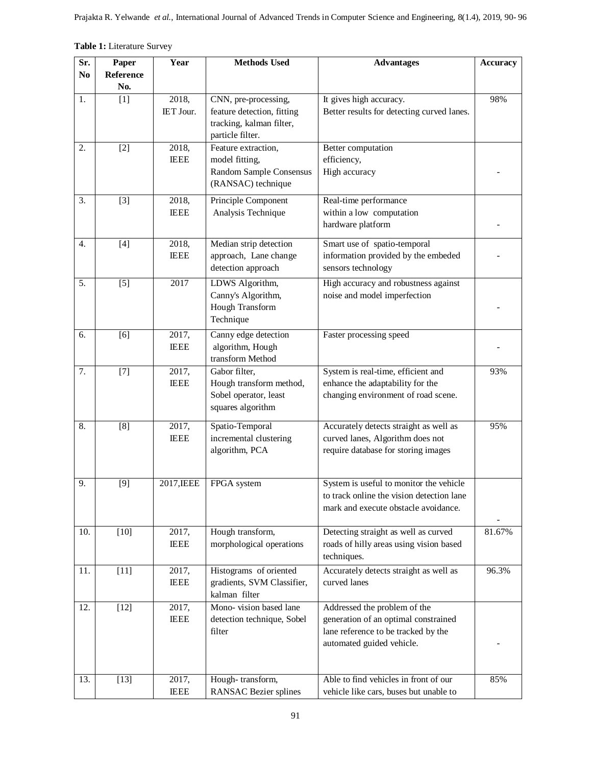**Table 1:** Literature Survey

| Sr. No | Paper Reference No. | Year | Methods Used | Advantages | Accuracy |
|---|---|---|---|---|---|
| 1. | [1] | 2018, IET Jour. | CNN, pre-processing, feature detection, fitting tracking, kalman filter, particle filter. | It gives high accuracy. Better results for detecting curved lanes. | 98% |
| 2. | [2] | 2018, IEEE | Feature extraction, model fitting, Random Sample Consensus (RANSAC) technique | Better computation efficiency, High accuracy | - |
| 3. | [3] | 2018, IEEE | Principle Component Analysis Technique | Real-time performance within a low computation hardware platform | - |
| 4. | [4] | 2018, IEEE | Median strip detection approach, Lane change detection approach | Smart use of spatio-temporal information provided by the embeded sensors technology | - |
| 5. | [5] | 2017 | LDWS Algorithm, Canny's Algorithm, Hough Transform Technique | High accuracy and robustness against noise and model imperfection | - |
| 6. | [6] | 2017, IEEE | Canny edge detection algorithm, Hough transform Method | Faster processing speed | - |
| 7. | [7] | 2017, IEEE | Gabor filter, Hough transform method, Sobel operator, least squares algorithm | System is real-time, efficient and enhance the adaptability for the changing environment of road scene. | 93% |
| 8. | [8] | 2017, IEEE | Spatio-Temporal incremental clustering algorithm, PCA | Accurately detects straight as well as curved lanes, Algorithm does not require database for storing images | 95% |
| 9. | [9] | 2017,IEEE | FPGA system | System is useful to monitor the vehicle to track online the vision detection lane mark and execute obstacle avoidance. | - |
| 10. | [10] | 2017, IEEE | Hough transform, morphological operations | Detecting straight as well as curved roads of hilly areas using vision based techniques. | 81.67% |
| 11. | [11] | 2017, IEEE | Histograms of oriented gradients, SVM Classifier, kalman filter | Accurately detects straight as well as curved lanes | 96.3% |
| 12. | [12] | 2017, IEEE | Mono- vision based lane detection technique, Sobel filter | Addressed the problem of the generation of an optimal constrained lane reference to be tracked by the automated guided vehicle. | - |
| 13. | [13] | 2017, IEEE | Hough- transform, RANSAC Bezier splines | Able to find vehicles in front of our vehicle like cars, buses but unable to | 85% |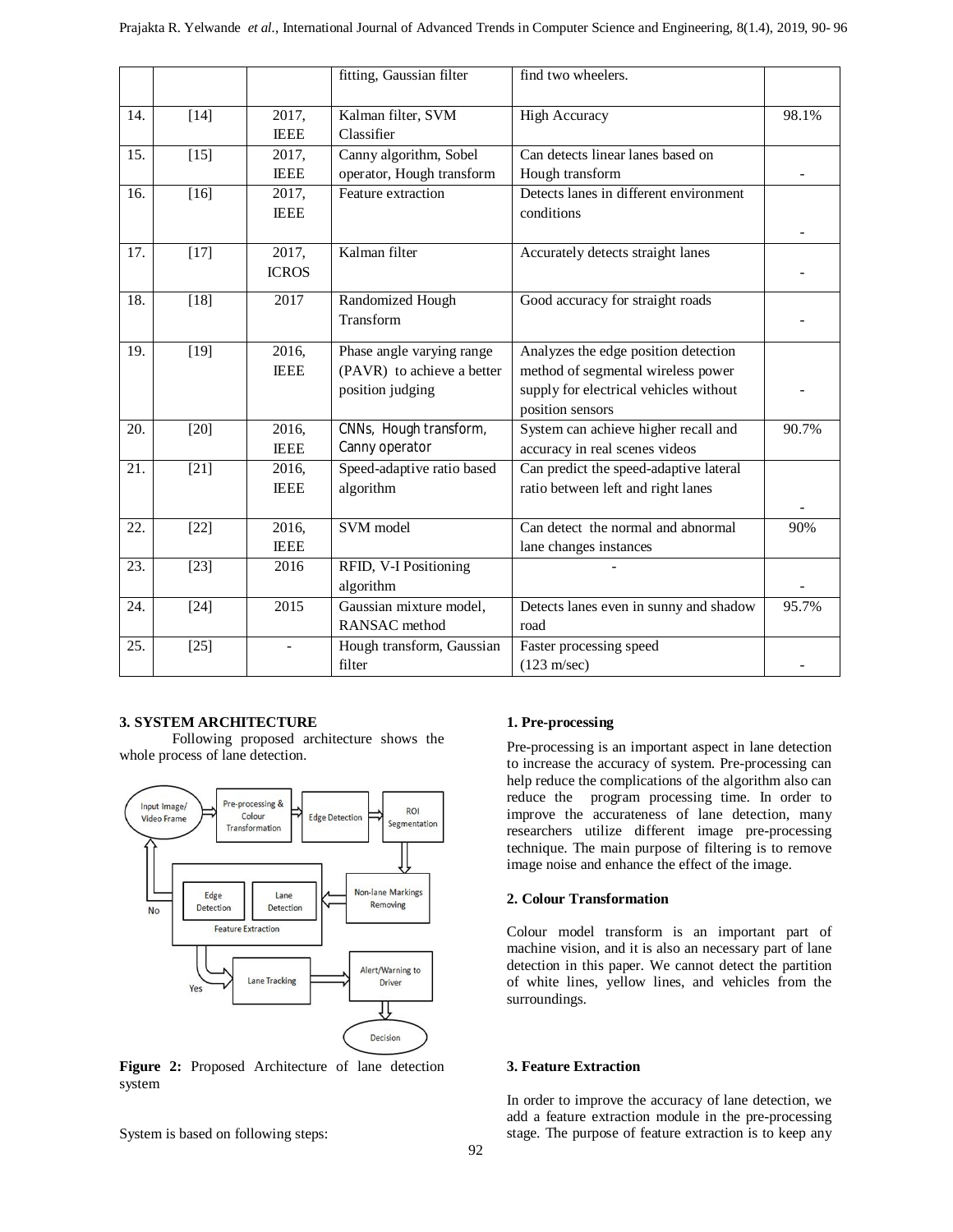|  |  |  | fitting, Gaussian filter | find two wheelers. |  |
|---|---|---|---|---|---|
| 14. | [14] | 2017, IEEE | Kalman filter, SVM Classifier | High Accuracy | 98.1% |
| 15. | [15] | 2017, IEEE | Canny algorithm, Sobel operator, Hough transform | Can detects linear lanes based on Hough transform | - |
| 16. | [16] | 2017, IEEE | Feature extraction | Detects lanes in different environment conditions | - |
| 17. | [17] | 2017, ICROS | Kalman filter | Accurately detects straight lanes | - |
| 18. | [18] | 2017 | Randomized Hough Transform | Good accuracy for straight roads | - |
| 19. | [19] | 2016, IEEE | Phase angle varying range (PAVR) to achieve a better position judging | Analyzes the edge position detection method of segmental wireless power supply for electrical vehicles without position sensors | - |
| 20. | [20] | 2016, IEEE | CNNs, Hough transform, Canny operator | System can achieve higher recall and accuracy in real scenes videos | 90.7% |
| 21. | [21] | 2016, IEEE | Speed-adaptive ratio based algorithm | Can predict the speed-adaptive lateral ratio between left and right lanes | - |
| 22. | [22] | 2016, IEEE | SVM model | Can detect the normal and abnormal lane changes instances | 90% |
| 23. | [23] | 2016 | RFID, V-I Positioning algorithm | - | - |
| 24. | [24] | 2015 | Gaussian mixture model, RANSAC method | Detects lanes even in sunny and shadow road | 95.7% |
| 25. | [25] | - | Hough transform, Gaussian filter | Faster processing speed (123 m/sec) | - |

### 3. SYSTEM ARCHITECTURE

Following proposed architecture shows the whole process of lane detection.

Figure 2: Proposed Architecture of lane detection system

System is based on following steps:

#### 1. Pre-processing

Pre-processing is an important aspect in lane detection to increase the accuracy of system. Pre-processing can help reduce the complications of the algorithm also can reduce the program processing time. In order to improve the accurateness of lane detection, many researchers utilize different image pre-processing technique. The main purpose of filtering is to remove image noise and enhance the effect of the image.

#### 2. Colour Transformation

Colour model transform is an important part of machine vision, and it is also an necessary part of lane detection in this paper. We cannot detect the partition of white lines, yellow lines, and vehicles from the surroundings.

#### 3. Feature Extraction

In order to improve the accuracy of lane detection, we add a feature extraction module in the pre-processing stage. The purpose of feature extraction is to keep any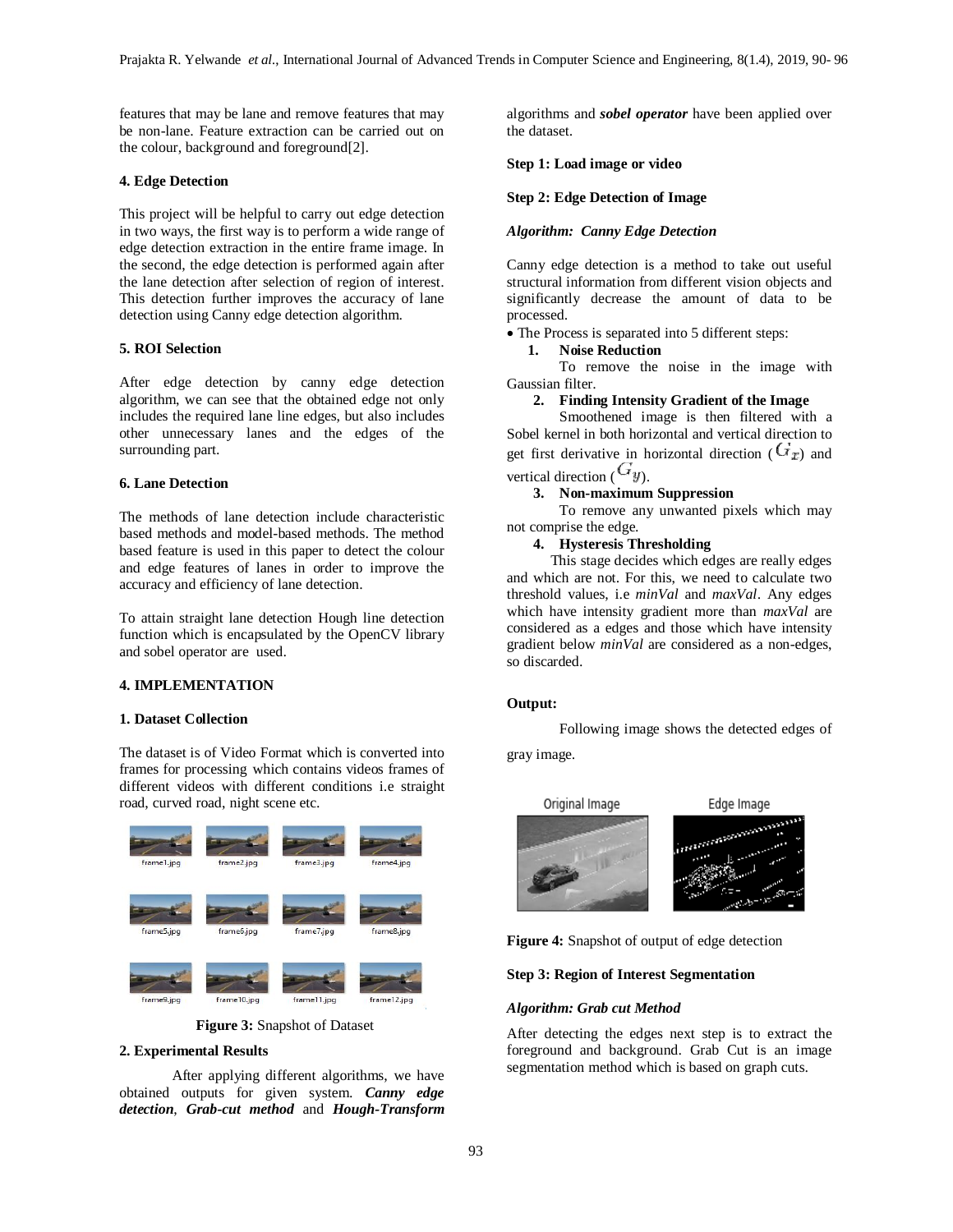features that may be lane and remove features that may be non-lane. Feature extraction can be carried out on the colour, background and foreground[2].

**4. Edge Detection**

This project will be helpful to carry out edge detection in two ways, the first way is to perform a wide range of edge detection extraction in the entire frame image. In the second, the edge detection is performed again after the lane detection after selection of region of interest. This detection further improves the accuracy of lane detection using Canny edge detection algorithm.

**5. ROI Selection**

After edge detection by canny edge detection algorithm, we can see that the obtained edge not only includes the required lane line edges, but also includes other unnecessary lanes and the edges of the surrounding part.

**6. Lane Detection**

The methods of lane detection include characteristic based methods and model-based methods. The method based feature is used in this paper to detect the colour and edge features of lanes in order to improve the accuracy and efficiency of lane detection.

To attain straight lane detection Hough line detection function which is encapsulated by the OpenCV library and sobel operator are used.

## 4. IMPLEMENTATION

**1. Dataset Collection**

The dataset is of Video Format which is converted into frames for processing which contains videos frames of different videos with different conditions i.e straight road, curved road, night scene etc.

**Figure 3:** Snapshot of Dataset

**2. Experimental Results**

After applying different algorithms, we have obtained outputs for given system. ***Canny edge detection***, ***Grab-cut method*** and ***Hough-Transform*** algorithms and ***sobel operator*** have been applied over the dataset.

**Step 1: Load image or video**

**Step 2: Edge Detection of Image**

***Algorithm: Canny Edge Detection***

Canny edge detection is a method to take out useful structural information from different vision objects and significantly decrease the amount of data to be processed.

- The Process is separated into 5 different steps:
  1. **Noise Reduction**
     To remove the noise in the image with Gaussian filter.
  2. **Finding Intensity Gradient of the Image**
     Smoothened image is then filtered with a Sobel kernel in both horizontal and vertical direction to get first derivative in horizontal direction ($G_x$) and vertical direction ($G_y$).
  3. **Non-maximum Suppression**
     To remove any unwanted pixels which may not comprise the edge.
  4. **Hysteresis Thresholding**
     This stage decides which edges are really edges and which are not. For this, we need to calculate two threshold values, i.e *minVal* and *maxVal*. Any edges which have intensity gradient more than *maxVal* are considered as a edges and those which have intensity gradient below *minVal* are considered as a non-edges, so discarded.

**Output:**

Following image shows the detected edges of gray image.

**Figure 4:** Snapshot of output of edge detection

**Step 3: Region of Interest Segmentation**

***Algorithm: Grab cut Method***

After detecting the edges next step is to extract the foreground and background. Grab Cut is an image segmentation method which is based on graph cuts.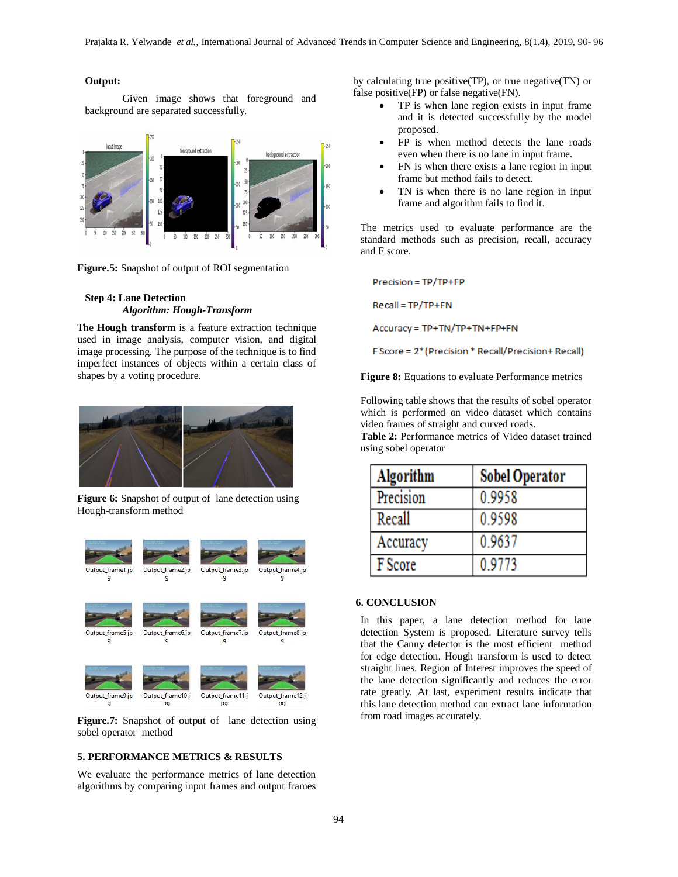**Output:**

Given image shows that foreground and background are separated successfully.

**Figure.5:** Snapshot of output of ROI segmentation

**Step 4: Lane Detection**

***Algorithm: Hough-Transform***

The **Hough transform** is a feature extraction technique used in image analysis, computer vision, and digital image processing. The purpose of the technique is to find imperfect instances of objects within a certain class of shapes by a voting procedure.

**Figure 6:** Snapshot of output of lane detection using Hough-transform method

**Figure.7:** Snapshot of output of lane detection using sobel operator method

## 5. PERFORMANCE METRICS & RESULTS

We evaluate the performance metrics of lane detection algorithms by comparing input frames and output frames by calculating true positive(TP), or true negative(TN) or false positive(FP) or false negative(FN).

- TP is when lane region exists in input frame and it is detected successfully by the model proposed.
- FP is when method detects the lane roads even when there is no lane in input frame.
- FN is when there exists a lane region in input frame but method fails to detect.
- TN is when there is no lane region in input frame and algorithm fails to find it.

The metrics used to evaluate performance are the standard methods such as precision, recall, accuracy and F score.

Precision = TP/TP+FP

Recall = TP/TP+FN

Accuracy = TP+TN/TP+TN+FP+FN

F Score = 2*(Precision * Recall/Precision+ Recall)

**Figure 8:** Equations to evaluate Performance metrics

Following table shows that the results of sobel operator which is performed on video dataset which contains video frames of straight and curved roads.

**Table 2:** Performance metrics of Video dataset trained using sobel operator

| Algorithm | Sobel Operator |
|---|---|
| Precision | 0.9958 |
| Recall | 0.9598 |
| Accuracy | 0.9637 |
| F Score | 0.9773 |

## 6. CONCLUSION

In this paper, a lane detection method for lane detection System is proposed. Literature survey tells that the Canny detector is the most efficient method for edge detection. Hough transform is used to detect straight lines. Region of Interest improves the speed of the lane detection significantly and reduces the error rate greatly. At last, experiment results indicate that this lane detection method can extract lane information from road images accurately.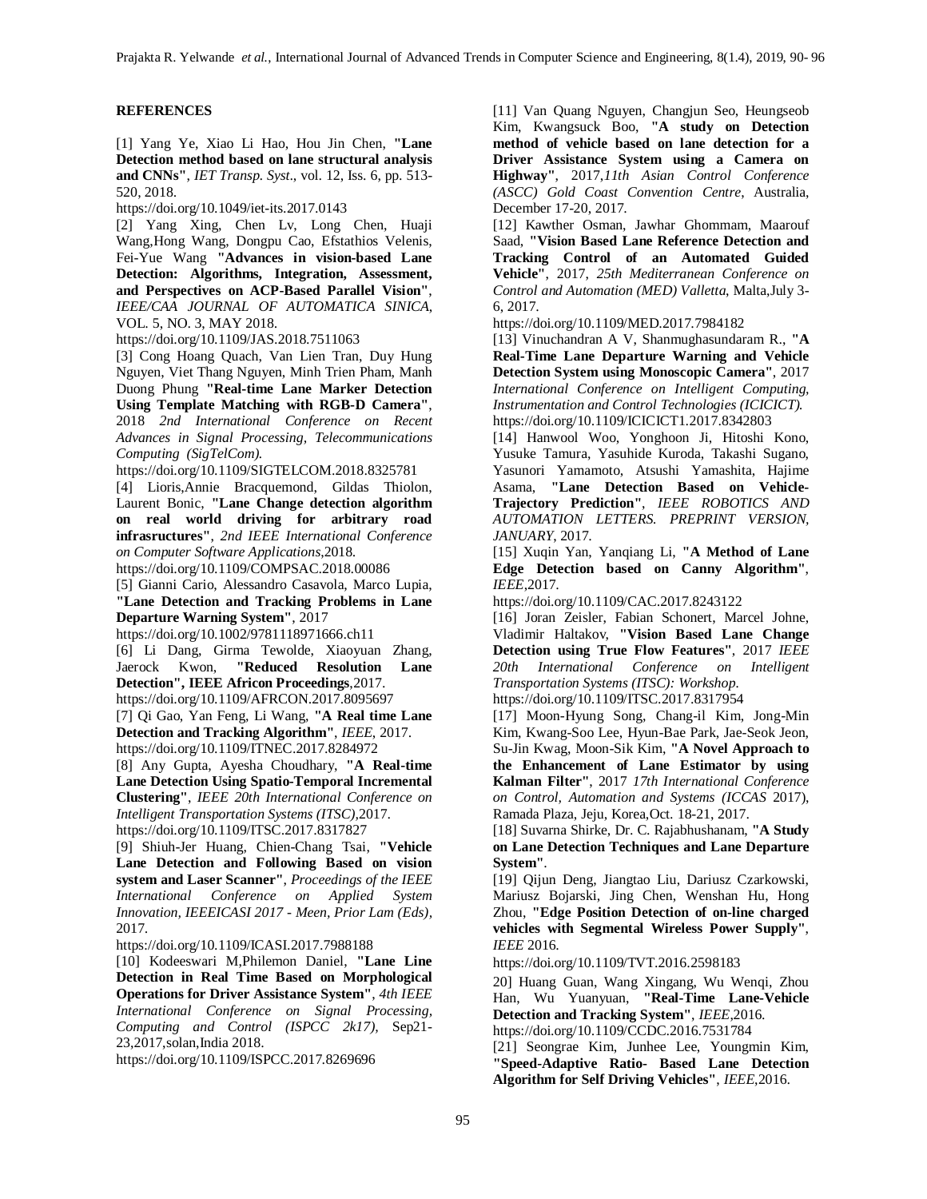**REFERENCES**

[1] Yang Ye, Xiao Li Hao, Hou Jin Chen, **"Lane Detection method based on lane structural analysis and CNNs"**, *IET Transp. Syst*., vol. 12, Iss. 6, pp. 513-520, 2018.
https://doi.org/10.1049/iet-its.2017.0143

[2] Yang Xing, Chen Lv, Long Chen, Huaji Wang,Hong Wang, Dongpu Cao, Efstathios Velenis, Fei-Yue Wang **"Advances in vision-based Lane Detection: Algorithms, Integration, Assessment, and Perspectives on ACP-Based Parallel Vision"**, *IEEE/CAA JOURNAL OF AUTOMATICA SINICA*, VOL. 5, NO. 3, MAY 2018.
https://doi.org/10.1109/JAS.2018.7511063

[3] Cong Hoang Quach, Van Lien Tran, Duy Hung Nguyen, Viet Thang Nguyen, Minh Trien Pham, Manh Duong Phung **"Real-time Lane Marker Detection Using Template Matching with RGB-D Camera"**, 2018 *2nd International Conference on Recent Advances in Signal Processing, Telecommunications Computing (SigTelCom).*
https://doi.org/10.1109/SIGTELCOM.2018.8325781

[4] Lioris,Annie Bracquemond, Gildas Thiolon, Laurent Bonic, **"Lane Change detection algorithm on real world driving for arbitrary road infrasructures"**, *2nd IEEE International Conference on Computer Software Applications*,2018.
https://doi.org/10.1109/COMPSAC.2018.00086

[5] Gianni Cario, Alessandro Casavola, Marco Lupia, **"Lane Detection and Tracking Problems in Lane Departure Warning System"**, 2017
https://doi.org/10.1002/9781118971666.ch11

[6] Li Dang, Girma Tewolde, Xiaoyuan Zhang, Jaerock Kwon, **"Reduced Resolution Lane Detection", IEEE Africon Proceedings**,2017.
https://doi.org/10.1109/AFRCON.2017.8095697

[7] Qi Gao, Yan Feng, Li Wang, **"A Real time Lane Detection and Tracking Algorithm"**, *IEEE*, 2017.
https://doi.org/10.1109/ITNEC.2017.8284972

[8] Any Gupta, Ayesha Choudhary, **"A Real-time Lane Detection Using Spatio-Temporal Incremental Clustering"**, *IEEE 20th International Conference on Intelligent Transportation Systems (ITSC)*,2017.
https://doi.org/10.1109/ITSC.2017.8317827

[9] Shiuh-Jer Huang, Chien-Chang Tsai, **"Vehicle Lane Detection and Following Based on vision system and Laser Scanner"**, *Proceedings of the IEEE International Conference on Applied System Innovation, IEEEICASI 2017 - Meen, Prior Lam (Eds)*, 2017.
https://doi.org/10.1109/ICASI.2017.7988188

[10] Kodeeswari M,Philemon Daniel, **"Lane Line Detection in Real Time Based on Morphological Operations for Driver Assistance System"**, *4th IEEE International Conference on Signal Processing, Computing and Control (ISPCC 2k17)*, Sep21-23,2017,solan,India 2018.
https://doi.org/10.1109/ISPCC.2017.8269696

[11] Van Quang Nguyen, Changjun Seo, Heungseob Kim, Kwangsuck Boo, **"A study on Detection method of vehicle based on lane detection for a Driver Assistance System using a Camera on Highway"**, 2017,*11th Asian Control Conference (ASCC) Gold Coast Convention Centre*, Australia, December 17-20, 2017.

[12] Kawther Osman, Jawhar Ghommam, Maarouf Saad, **"Vision Based Lane Reference Detection and Tracking Control of an Automated Guided Vehicle"**, 2017, *25th Mediterranean Conference on Control and Automation (MED) Valletta*, Malta,July 3-6, 2017.
https://doi.org/10.1109/MED.2017.7984182

[13] Vinuchandran A V, Shanmughasundaram R., **"A Real-Time Lane Departure Warning and Vehicle Detection System using Monoscopic Camera"**, 2017 *International Conference on Intelligent Computing, Instrumentation and Control Technologies (ICICICT).*
https://doi.org/10.1109/ICICICT1.2017.8342803

[14] Hanwool Woo, Yonghoon Ji, Hitoshi Kono, Yusuke Tamura, Yasuhide Kuroda, Takashi Sugano, Yasunori Yamamoto, Atsushi Yamashita, Hajime Asama, **"Lane Detection Based on Vehicle-Trajectory Prediction"**, *IEEE ROBOTICS AND AUTOMATION LETTERS. PREPRINT VERSION, JANUARY*, 2017.

[15] Xuqin Yan, Yanqiang Li, **"A Method of Lane Edge Detection based on Canny Algorithm"**, *IEEE*,2017.
https://doi.org/10.1109/CAC.2017.8243122

[16] Joran Zeisler, Fabian Schonert, Marcel Johne, Vladimir Haltakov, **"Vision Based Lane Change Detection using True Flow Features"**, 2017 *IEEE 20th International Conference on Intelligent Transportation Systems (ITSC): Workshop.*
https://doi.org/10.1109/ITSC.2017.8317954

[17] Moon-Hyung Song, Chang-il Kim, Jong-Min Kim, Kwang-Soo Lee, Hyun-Bae Park, Jae-Seok Jeon, Su-Jin Kwag, Moon-Sik Kim, **"A Novel Approach to the Enhancement of Lane Estimator by using Kalman Filter"**, 2017 *17th International Conference on Control, Automation and Systems (ICCAS* 2017), Ramada Plaza, Jeju, Korea,Oct. 18-21, 2017.

[18] Suvarna Shirke, Dr. C. Rajabhushanam, **"A Study on Lane Detection Techniques and Lane Departure System"**.

[19] Qijun Deng, Jiangtao Liu, Dariusz Czarkowski, Mariusz Bojarski, Jing Chen, Wenshan Hu, Hong Zhou, **"Edge Position Detection of on-line charged vehicles with Segmental Wireless Power Supply"**, *IEEE* 2016.
https://doi.org/10.1109/TVT.2016.2598183

20] Huang Guan, Wang Xingang, Wu Wenqi, Zhou Han, Wu Yuanyuan, **"Real-Time Lane-Vehicle Detection and Tracking System"**, *IEEE*,2016.
https://doi.org/10.1109/CCDC.2016.7531784

[21] Seongrae Kim, Junhee Lee, Youngmin Kim, **"Speed-Adaptive Ratio- Based Lane Detection Algorithm for Self Driving Vehicles"**, *IEEE*,2016.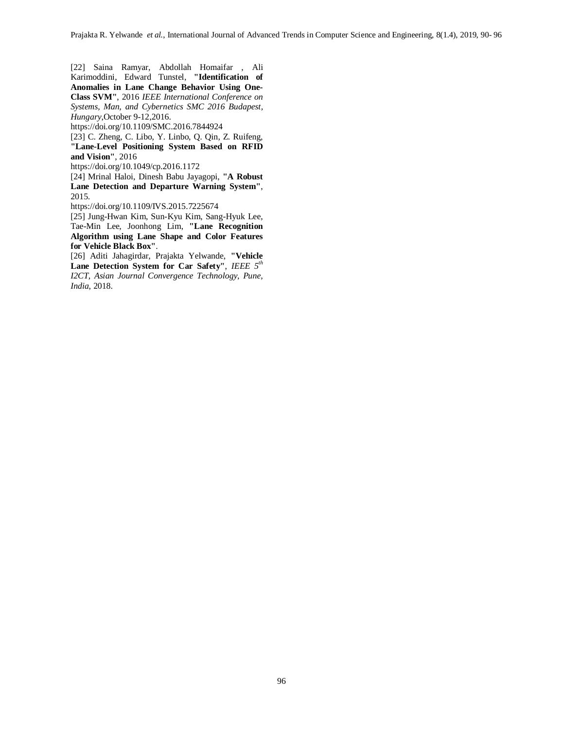[22] Saina Ramyar, Abdollah Homaifar , Ali Karimoddini, Edward Tunstel, **"Identification of Anomalies in Lane Change Behavior Using One-Class SVM"**, 2016 *IEEE International Conference on Systems, Man, and Cybernetics SMC 2016 Budapest, Hungary*,October 9-12,2016.
https://doi.org/10.1109/SMC.2016.7844924

[23] C. Zheng, C. Libo, Y. Linbo, Q. Qin, Z. Ruifeng, **"Lane-Level Positioning System Based on RFID and Vision"**, 2016
https://doi.org/10.1049/cp.2016.1172

[24] Mrinal Haloi, Dinesh Babu Jayagopi, **"A Robust Lane Detection and Departure Warning System"**, 2015.
https://doi.org/10.1109/IVS.2015.7225674

[25] Jung-Hwan Kim, Sun-Kyu Kim, Sang-Hyuk Lee, Tae-Min Lee, Joonhong Lim, **"Lane Recognition Algorithm using Lane Shape and Color Features for Vehicle Black Box"**.

[26] Aditi Jahagirdar, Prajakta Yelwande, **"Vehicle Lane Detection System for Car Safety"**, *IEEE 5th I2CT, Asian Journal Convergence Technology, Pune, India*, 2018.